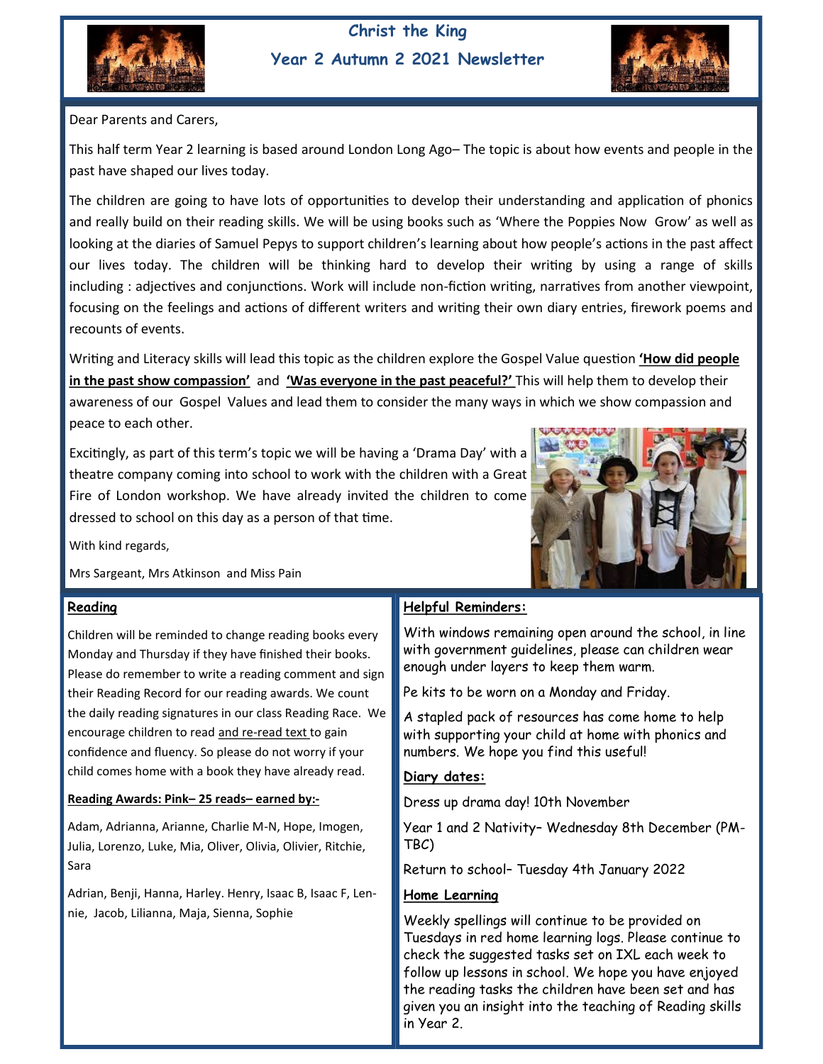# Christ the King

## Year 2 Autumn 2 2021 Newsletter

Dear Parents and Carers,

This half term Year 2 learning is based around London Long Ago– The topic is about how events and people in the past have shaped our lives today.

The children are going to have lots of opportunities to develop their understanding and application of phonics and really build on their reading skills. We will be using books such as 'Where the Poppies Now Grow' as well as looking at the diaries of Samuel Pepys to support children's learning about how people's actions in the past affect our lives today. The children will be thinking hard to develop their writing by using a range of skills including : adjectives and conjunctions. Work will include non-fiction writing, narratives from another viewpoint, focusing on the feelings and actions of different writers and writing their own diary entries, firework poems and recounts of events.

Writing and Literacy skills will lead this topic as the children explore the Gospel Value question **'How did people in the past show compassion'** and **'Was everyone in the past peaceful?'** This will help them to develop their awareness of our Gospel Values and lead them to consider the many ways in which we show compassion and peace to each other.

Excitingly, as part of this term's topic we will be having a 'Drama Day' with a theatre company coming into school to work with the children with a Great Fire of London workshop. We have already invited the children to come dressed to school on this day as a person of that time.

With kind regards,

Mrs Sargeant, Mrs Atkinson and Miss Pain

### Reading

Children will be reminded to change reading books every Monday and Thursday if they have finished their books. Please do remember to write a reading comment and sign their Reading Record for our reading awards. We count the daily reading signatures in our class Reading Race. We encourage children to read and re-read text to gain confidence and fluency. So please do not worry if your child comes home with a book they have already read.

**Reading Awards: Pink– 25 reads– earned by:-**

Adam, Adrianna, Arianne, Charlie M-N, Hope, Imogen, Julia, Lorenzo, Luke, Mia, Oliver, Olivia, Olivier, Ritchie, Sara

Adrian, Benji, Hanna, Harley. Henry, Isaac B, Isaac F, Lennie, Jacob, Lilianna, Maja, Sienna, Sophie

### Helpful Reminders:

With windows remaining open around the school, in line with government guidelines, please can children wear enough under layers to keep them warm.

Pe kits to be worn on a Monday and Friday.

A stapled pack of resources has come home to help with supporting your child at home with phonics and numbers. We hope you find this useful!

### Diary dates:

Dress up drama day! 10th November

Year 1 and 2 Nativity– Wednesday 8th December (PM-TBC)

Return to school– Tuesday 4th January 2022

### Home Learning

Weekly spellings will continue to be provided on Tuesdays in red home learning logs. Please continue to check the suggested tasks set on IXL each week to follow up lessons in school. We hope you have enjoyed the reading tasks the children have been set and has given you an insight into the teaching of Reading skills in Year 2.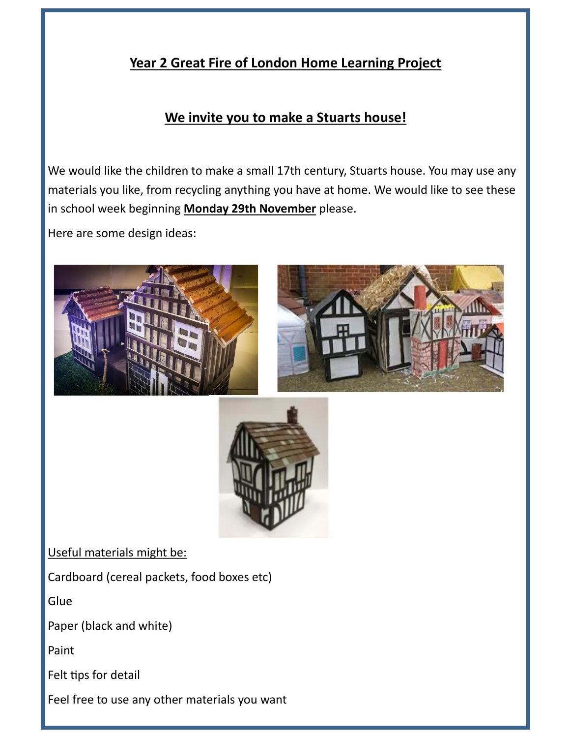## Year 2 Great Fire of London Home Learning Project

## We invite you to make a Stuarts house!

We would like the children to make a small 17th century, Stuarts house. You may use any materials you like, from recycling anything you have at home. We would like to see these in school week beginning **Monday 29th November** please.

Here are some design ideas:

Useful materials might be:

Cardboard (cereal packets, food boxes etc)

Glue

Paper (black and white)

Paint

Felt tips for detail

Feel free to use any other materials you want